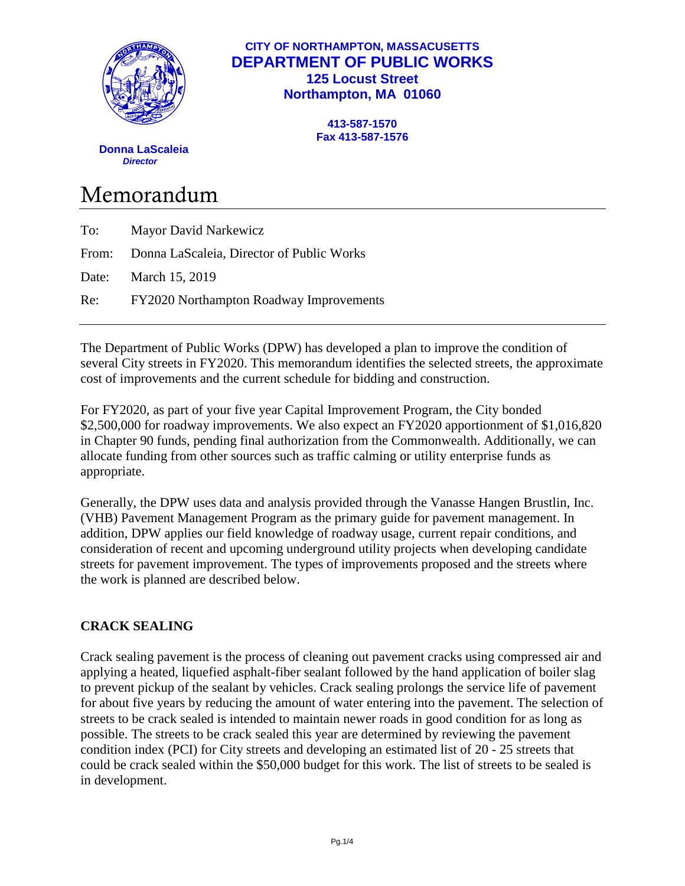**CITY OF NORTHAMPTON, MASSACUSETTS**
**DEPARTMENT OF PUBLIC WORKS**
**125 Locust Street**
**Northampton, MA 01060**

**413-587-1570**
**Fax 413-587-1576**

**Donna LaScaleia**
***Director***

# Memorandum

To: Mayor David Narkewicz

From: Donna LaScaleia, Director of Public Works

Date: March 15, 2019

Re: FY2020 Northampton Roadway Improvements

---

The Department of Public Works (DPW) has developed a plan to improve the condition of several City streets in FY2020. This memorandum identifies the selected streets, the approximate cost of improvements and the current schedule for bidding and construction.

For FY2020, as part of your five year Capital Improvement Program, the City bonded $2,500,000 for roadway improvements. We also expect an FY2020 apportionment of $1,016,820 in Chapter 90 funds, pending final authorization from the Commonwealth. Additionally, we can allocate funding from other sources such as traffic calming or utility enterprise funds as appropriate.

Generally, the DPW uses data and analysis provided through the Vanasse Hangen Brustlin, Inc. (VHB) Pavement Management Program as the primary guide for pavement management. In addition, DPW applies our field knowledge of roadway usage, current repair conditions, and consideration of recent and upcoming underground utility projects when developing candidate streets for pavement improvement. The types of improvements proposed and the streets where the work is planned are described below.

## CRACK SEALING

Crack sealing pavement is the process of cleaning out pavement cracks using compressed air and applying a heated, liquefied asphalt-fiber sealant followed by the hand application of boiler slag to prevent pickup of the sealant by vehicles. Crack sealing prolongs the service life of pavement for about five years by reducing the amount of water entering into the pavement. The selection of streets to be crack sealed is intended to maintain newer roads in good condition for as long as possible. The streets to be crack sealed this year are determined by reviewing the pavement condition index (PCI) for City streets and developing an estimated list of 20 - 25 streets that could be crack sealed within the $50,000 budget for this work. The list of streets to be sealed is in development.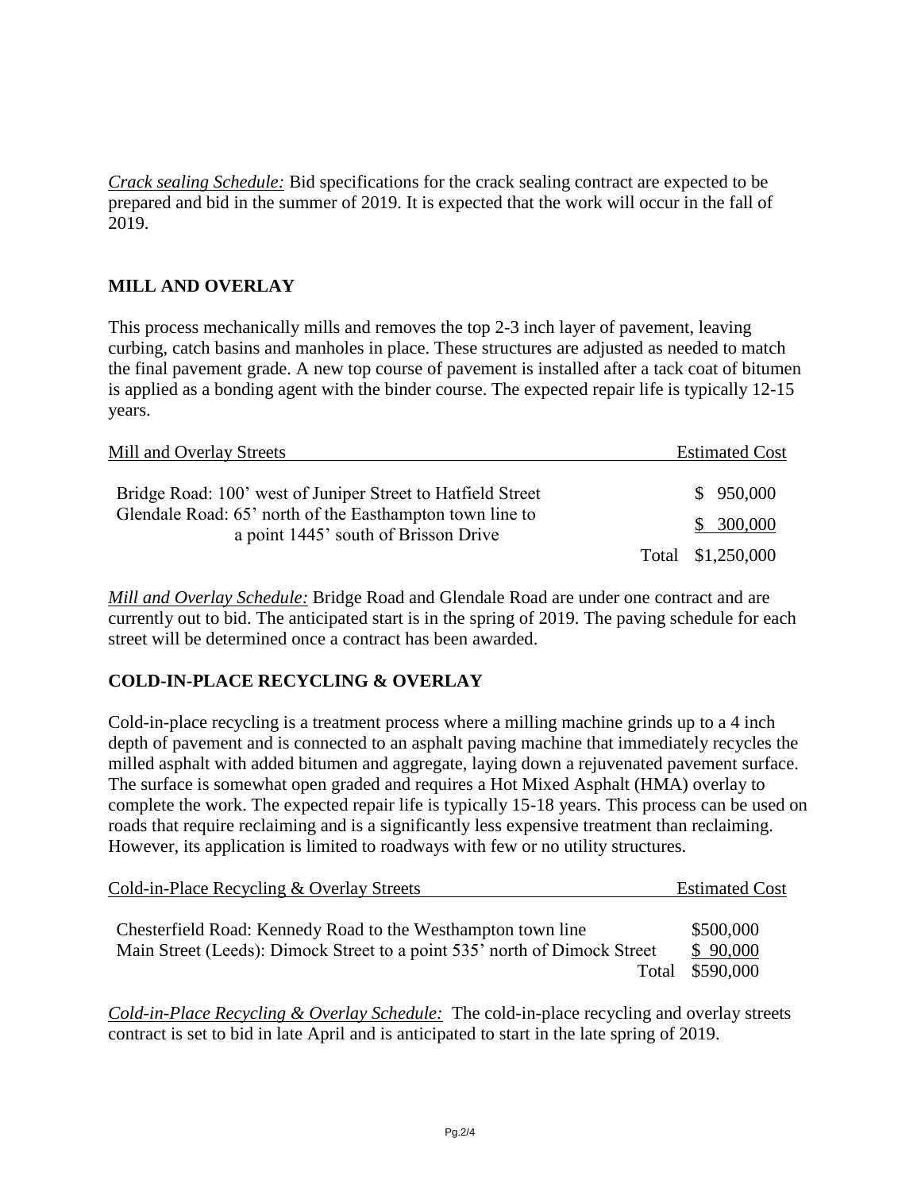*Crack sealing Schedule:* Bid specifications for the crack sealing contract are expected to be prepared and bid in the summer of 2019. It is expected that the work will occur in the fall of 2019.

## MILL AND OVERLAY

This process mechanically mills and removes the top 2-3 inch layer of pavement, leaving curbing, catch basins and manholes in place. These structures are adjusted as needed to match the final pavement grade. A new top course of pavement is installed after a tack coat of bitumen is applied as a bonding agent with the binder course. The expected repair life is typically 12-15 years.

| Mill and Overlay Streets | Estimated Cost |
|---|---|
| Bridge Road: 100’ west of Juniper Street to Hatfield Street | $ 950,000 |
| Glendale Road: 65’ north of the Easthampton town line to a point 1445’ south of Brisson Drive | $ 300,000 |
| Total | $1,250,000 |

*Mill and Overlay Schedule:* Bridge Road and Glendale Road are under one contract and are currently out to bid. The anticipated start is in the spring of 2019. The paving schedule for each street will be determined once a contract has been awarded.

## COLD-IN-PLACE RECYCLING & OVERLAY

Cold-in-place recycling is a treatment process where a milling machine grinds up to a 4 inch depth of pavement and is connected to an asphalt paving machine that immediately recycles the milled asphalt with added bitumen and aggregate, laying down a rejuvenated pavement surface. The surface is somewhat open graded and requires a Hot Mixed Asphalt (HMA) overlay to complete the work. The expected repair life is typically 15-18 years. This process can be used on roads that require reclaiming and is a significantly less expensive treatment than reclaiming. However, its application is limited to roadways with few or no utility structures.

| Cold-in-Place Recycling & Overlay Streets | Estimated Cost |
|---|---|
| Chesterfield Road: Kennedy Road to the Westhampton town line | $500,000 |
| Main Street (Leeds): Dimock Street to a point 535’ north of Dimock Street | $ 90,000 |
| Total | $590,000 |

*Cold-in-Place Recycling & Overlay Schedule:* The cold-in-place recycling and overlay streets contract is set to bid in late April and is anticipated to start in the late spring of 2019.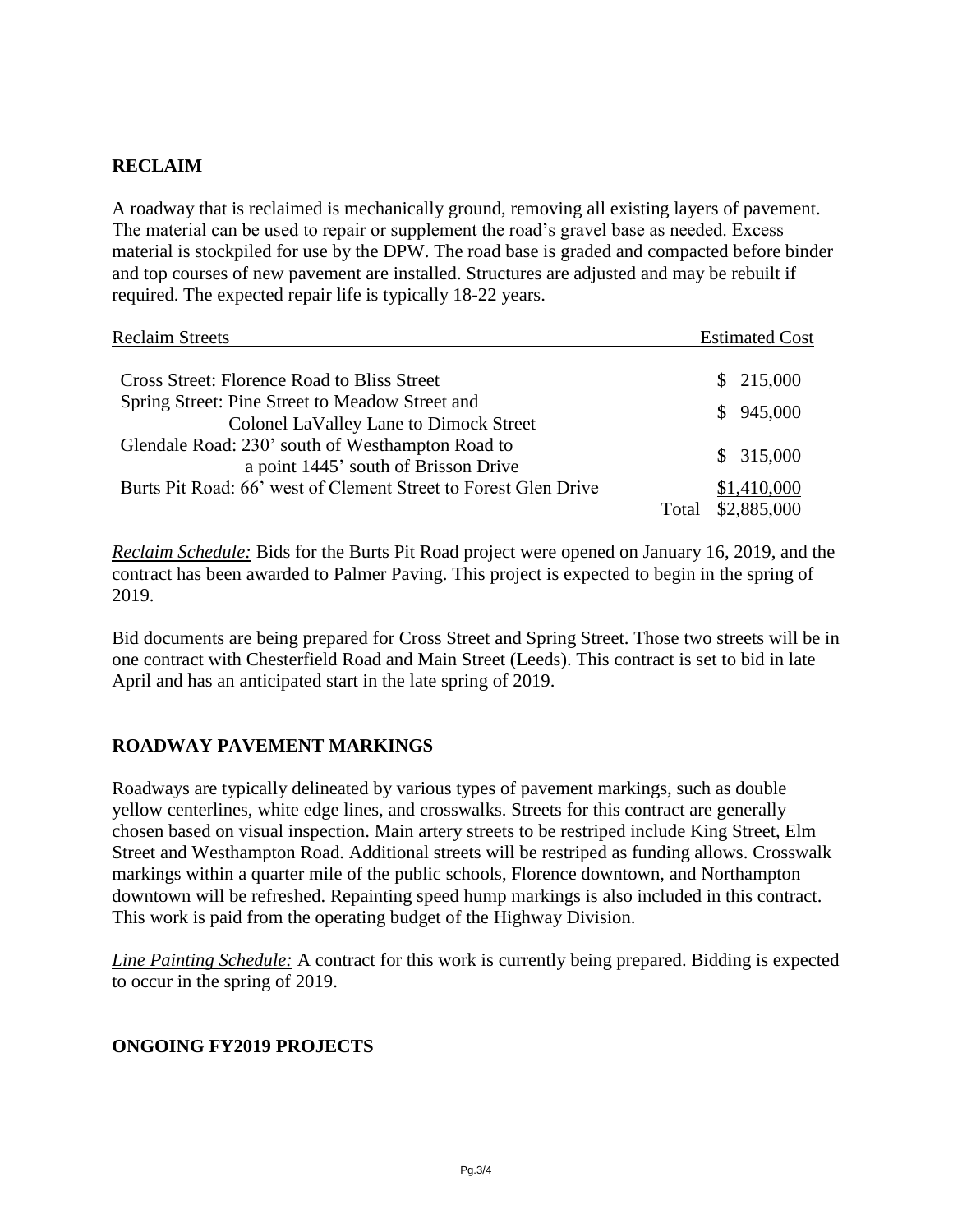## RECLAIM

A roadway that is reclaimed is mechanically ground, removing all existing layers of pavement. The material can be used to repair or supplement the road's gravel base as needed. Excess material is stockpiled for use by the DPW. The road base is graded and compacted before binder and top courses of new pavement are installed. Structures are adjusted and may be rebuilt if required. The expected repair life is typically 18-22 years.

| Reclaim Streets | | Estimated Cost |
|---|---|---|
| Cross Street: Florence Road to Bliss Street | | $ 215,000 |
| Spring Street: Pine Street to Meadow Street and Colonel LaValley Lane to Dimock Street | | $ 945,000 |
| Glendale Road: 230' south of Westhampton Road to a point 1445' south of Brisson Drive | | $ 315,000 |
| Burts Pit Road: 66' west of Clement Street to Forest Glen Drive | | $1,410,000 |
| | Total | $2,885,000 |

*Reclaim Schedule:* Bids for the Burts Pit Road project were opened on January 16, 2019, and the contract has been awarded to Palmer Paving. This project is expected to begin in the spring of 2019.

Bid documents are being prepared for Cross Street and Spring Street. Those two streets will be in one contract with Chesterfield Road and Main Street (Leeds). This contract is set to bid in late April and has an anticipated start in the late spring of 2019.

## ROADWAY PAVEMENT MARKINGS

Roadways are typically delineated by various types of pavement markings, such as double yellow centerlines, white edge lines, and crosswalks. Streets for this contract are generally chosen based on visual inspection. Main artery streets to be restriped include King Street, Elm Street and Westhampton Road. Additional streets will be restriped as funding allows. Crosswalk markings within a quarter mile of the public schools, Florence downtown, and Northampton downtown will be refreshed. Repainting speed hump markings is also included in this contract. This work is paid from the operating budget of the Highway Division.

*Line Painting Schedule:* A contract for this work is currently being prepared. Bidding is expected to occur in the spring of 2019.

## ONGOING FY2019 PROJECTS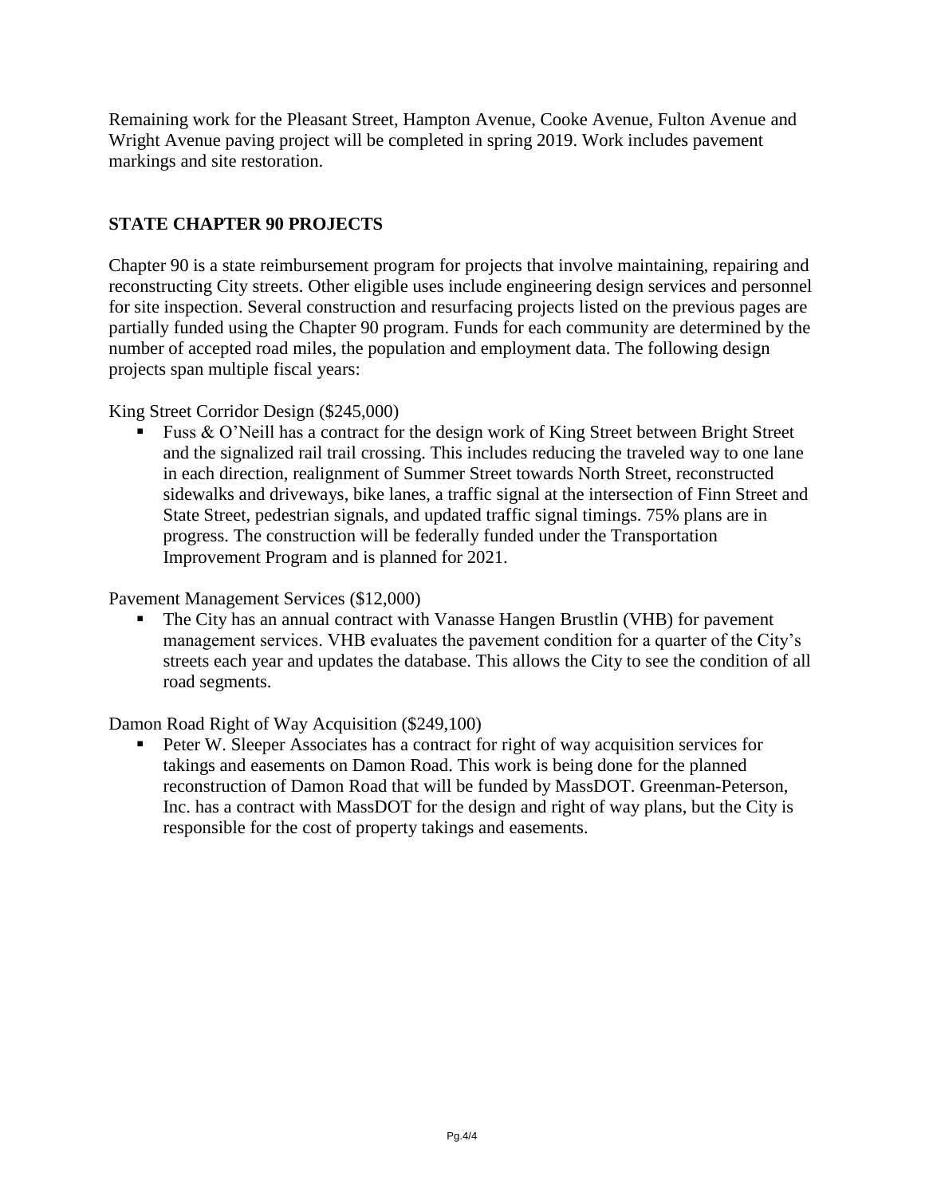Remaining work for the Pleasant Street, Hampton Avenue, Cooke Avenue, Fulton Avenue and Wright Avenue paving project will be completed in spring 2019. Work includes pavement markings and site restoration.

## STATE CHAPTER 90 PROJECTS

Chapter 90 is a state reimbursement program for projects that involve maintaining, repairing and reconstructing City streets. Other eligible uses include engineering design services and personnel for site inspection. Several construction and resurfacing projects listed on the previous pages are partially funded using the Chapter 90 program. Funds for each community are determined by the number of accepted road miles, the population and employment data. The following design projects span multiple fiscal years:

King Street Corridor Design ($245,000)

- Fuss & O'Neill has a contract for the design work of King Street between Bright Street and the signalized rail trail crossing. This includes reducing the traveled way to one lane in each direction, realignment of Summer Street towards North Street, reconstructed sidewalks and driveways, bike lanes, a traffic signal at the intersection of Finn Street and State Street, pedestrian signals, and updated traffic signal timings. 75% plans are in progress. The construction will be federally funded under the Transportation Improvement Program and is planned for 2021.

Pavement Management Services ($12,000)

- The City has an annual contract with Vanasse Hangen Brustlin (VHB) for pavement management services. VHB evaluates the pavement condition for a quarter of the City's streets each year and updates the database. This allows the City to see the condition of all road segments.

Damon Road Right of Way Acquisition ($249,100)

- Peter W. Sleeper Associates has a contract for right of way acquisition services for takings and easements on Damon Road. This work is being done for the planned reconstruction of Damon Road that will be funded by MassDOT. Greenman-Peterson, Inc. has a contract with MassDOT for the design and right of way plans, but the City is responsible for the cost of property takings and easements.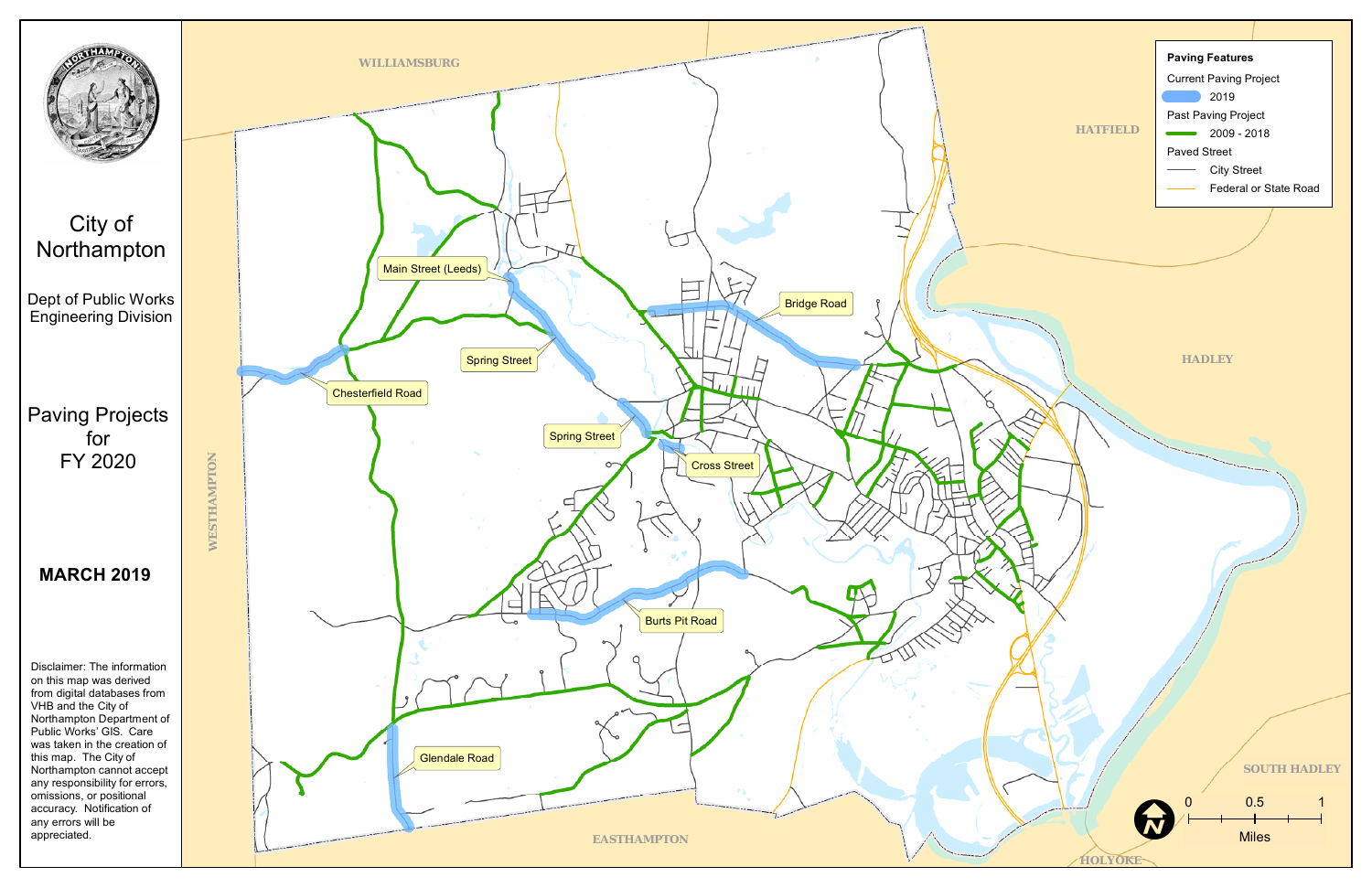City of Northampton

Dept of Public Works
Engineering Division

# Paving Projects for FY 2020

**MARCH 2019**

Disclaimer: The information on this map was derived from digital databases from VHB and the City of Northampton Department of Public Works' GIS. Care was taken in the creation of this map. The City of Northampton cannot accept any responsibility for errors, omissions, or positional accuracy. Notification of any errors will be appreciated.

**Paving Features**

Current Paving Project
2019

Past Paving Project
2009 - 2018

Paved Street
City Street
Federal or State Road

WILLIAMSBURG
HATFIELD
HADLEY
WESTHAMPTON
EASTHAMPTON
SOUTH HADLEY
HOLYOKE

Main Street (Leeds)
Bridge Road
Spring Street
Chesterfield Road
Spring Street
Cross Street
Burts Pit Road
Glendale Road

0 0.5 1
Miles